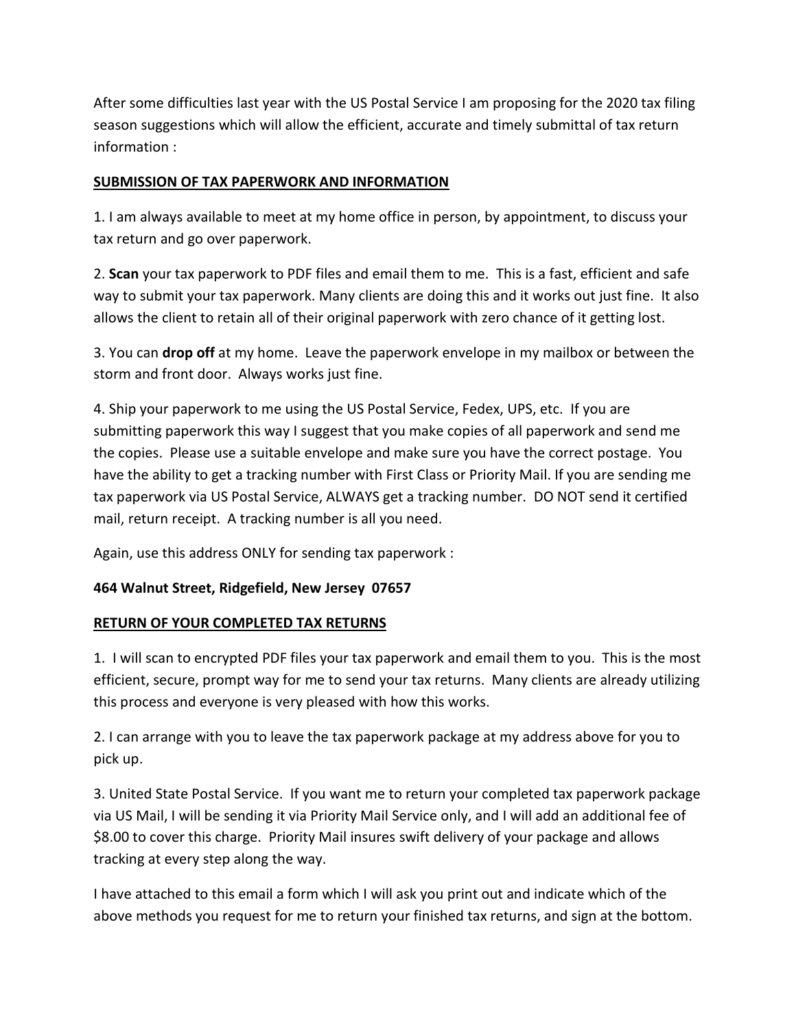After some difficulties last year with the US Postal Service I am proposing for the 2020 tax filing season suggestions which will allow the efficient, accurate and timely submittal of tax return information :

**<u>SUBMISSION OF TAX PAPERWORK AND INFORMATION</u>**

1. I am always available to meet at my home office in person, by appointment, to discuss your tax return and go over paperwork.

2. **Scan** your tax paperwork to PDF files and email them to me. This is a fast, efficient and safe way to submit your tax paperwork. Many clients are doing this and it works out just fine. It also allows the client to retain all of their original paperwork with zero chance of it getting lost.

3. You can **drop off** at my home. Leave the paperwork envelope in my mailbox or between the storm and front door. Always works just fine.

4. Ship your paperwork to me using the US Postal Service, Fedex, UPS, etc. If you are submitting paperwork this way I suggest that you make copies of all paperwork and send me the copies. Please use a suitable envelope and make sure you have the correct postage. You have the ability to get a tracking number with First Class or Priority Mail. If you are sending me tax paperwork via US Postal Service, ALWAYS get a tracking number. DO NOT send it certified mail, return receipt. A tracking number is all you need.

Again, use this address ONLY for sending tax paperwork :

**464 Walnut Street, Ridgefield, New Jersey 07657**

**<u>RETURN OF YOUR COMPLETED TAX RETURNS</u>**

1. I will scan to encrypted PDF files your tax paperwork and email them to you. This is the most efficient, secure, prompt way for me to send your tax returns. Many clients are already utilizing this process and everyone is very pleased with how this works.

2. I can arrange with you to leave the tax paperwork package at my address above for you to pick up.

3. United State Postal Service. If you want me to return your completed tax paperwork package via US Mail, I will be sending it via Priority Mail Service only, and I will add an additional fee of $8.00 to cover this charge. Priority Mail insures swift delivery of your package and allows tracking at every step along the way.

I have attached to this email a form which I will ask you print out and indicate which of the above methods you request for me to return your finished tax returns, and sign at the bottom.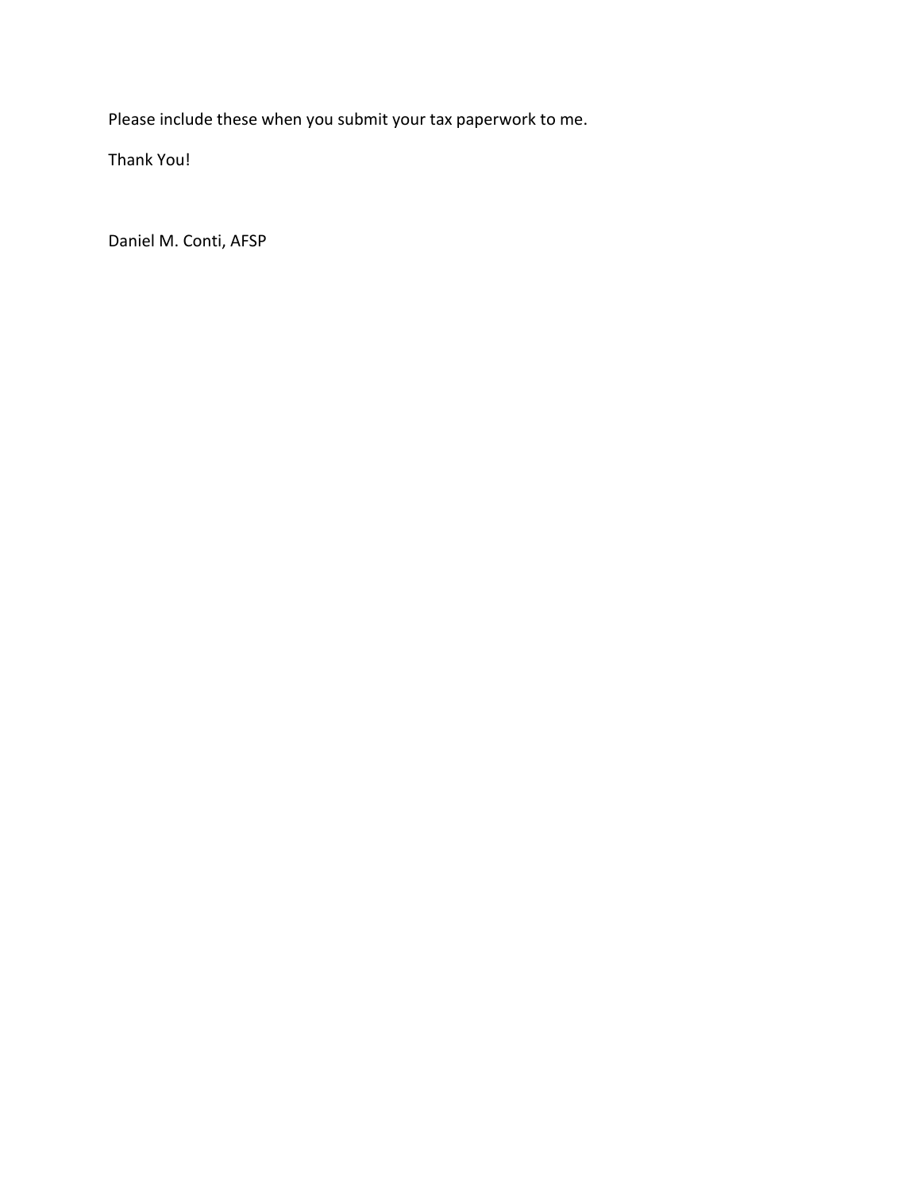Please include these when you submit your tax paperwork to me.

Thank You!

Daniel M. Conti, AFSP